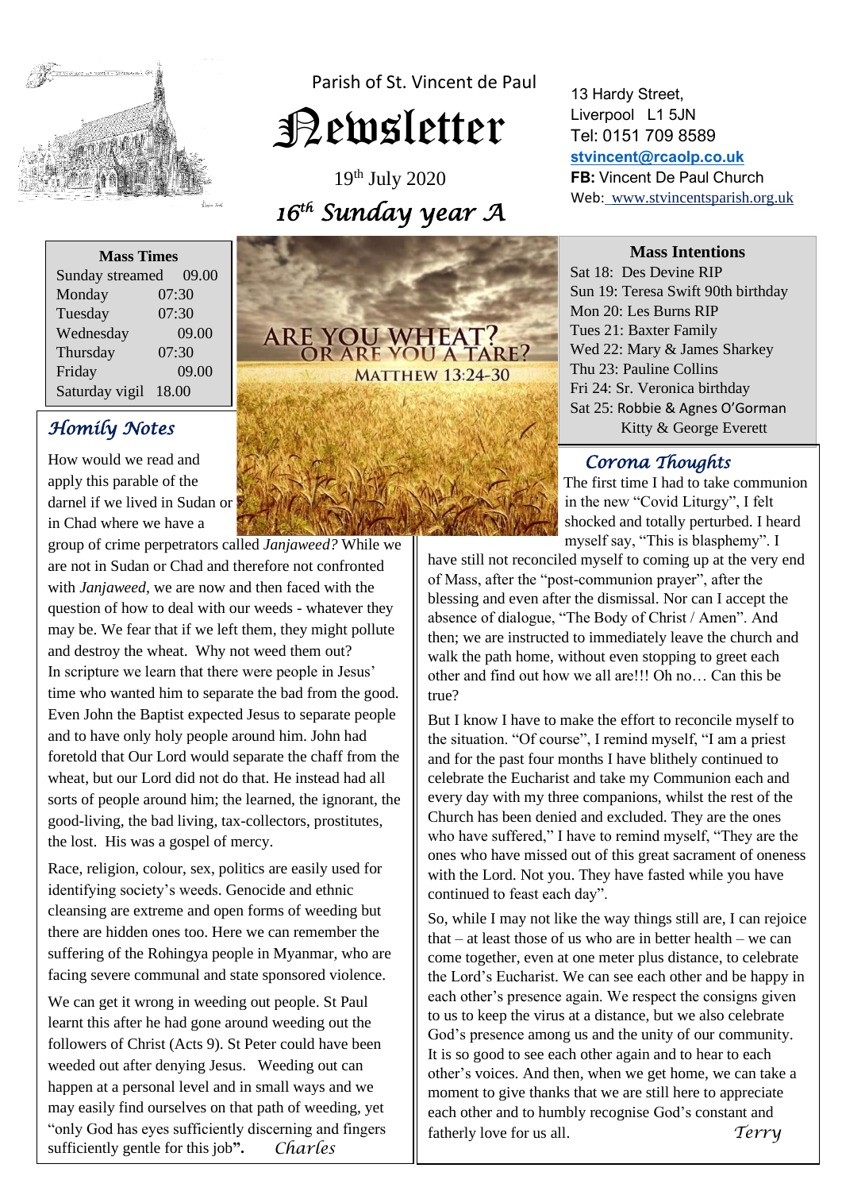Parish of St. Vincent de Paul

# Newsletter

19th July 2020

*16th Sunday year A*

13 Hardy Street,
Liverpool L1 5JN
Tel: 0151 709 8589
**stvincent@rcaolp.co.uk**
**FB:** Vincent De Paul Church
Web: www.stvincentsparish.org.uk

| Mass Times | |
|---|---|
| Sunday streamed | 09.00 |
| Monday | 07:30 |
| Tuesday | 07:30 |
| Wednesday | 09.00 |
| Thursday | 07:30 |
| Friday | 09.00 |
| Saturday vigil | 18.00 |

ARE YOU WHEAT? OR ARE YOU A TARE? MATTHEW 13:24-30

**Mass Intentions**

Sat 18: Des Devine RIP
Sun 19: Teresa Swift 90th birthday
Mon 20: Les Burns RIP
Tues 21: Baxter Family
Wed 22: Mary & James Sharkey
Thu 23: Pauline Collins
Fri 24: Sr. Veronica birthday
Sat 25: Robbie & Agnes O'Gorman
Kitty & George Everett

## *Homily Notes*

How would we read and apply this parable of the darnel if we lived in Sudan or in Chad where we have a group of crime perpetrators called *Janjaweed?* While we are not in Sudan or Chad and therefore not confronted with *Janjaweed*, we are now and then faced with the question of how to deal with our weeds - whatever they may be. We fear that if we left them, they might pollute and destroy the wheat. Why not weed them out? In scripture we learn that there were people in Jesus' time who wanted him to separate the bad from the good. Even John the Baptist expected Jesus to separate people and to have only holy people around him. John had foretold that Our Lord would separate the chaff from the wheat, but our Lord did not do that. He instead had all sorts of people around him; the learned, the ignorant, the good-living, the bad living, tax-collectors, prostitutes, the lost. His was a gospel of mercy.

Race, religion, colour, sex, politics are easily used for identifying society's weeds. Genocide and ethnic cleansing are extreme and open forms of weeding but there are hidden ones too. Here we can remember the suffering of the Rohingya people in Myanmar, who are facing severe communal and state sponsored violence.

We can get it wrong in weeding out people. St Paul learnt this after he had gone around weeding out the followers of Christ (Acts 9). St Peter could have been weeded out after denying Jesus. Weeding out can happen at a personal level and in small ways and we may easily find ourselves on that path of weeding, yet "only God has eyes sufficiently discerning and fingers sufficiently gentle for this job**"**. *Charles*

## *Corona Thoughts*

The first time I had to take communion in the new "Covid Liturgy", I felt shocked and totally perturbed. I heard myself say, "This is blasphemy". I have still not reconciled myself to coming up at the very end of Mass, after the "post-communion prayer", after the blessing and even after the dismissal. Nor can I accept the absence of dialogue, "The Body of Christ / Amen". And then; we are instructed to immediately leave the church and walk the path home, without even stopping to greet each other and find out how we all are!!! Oh no… Can this be true?

But I know I have to make the effort to reconcile myself to the situation. "Of course", I remind myself, "I am a priest and for the past four months I have blithely continued to celebrate the Eucharist and take my Communion each and every day with my three companions, whilst the rest of the Church has been denied and excluded. They are the ones who have suffered," I have to remind myself, "They are the ones who have missed out of this great sacrament of oneness with the Lord. Not you. They have fasted while you have continued to feast each day".

So, while I may not like the way things still are, I can rejoice that – at least those of us who are in better health – we can come together, even at one meter plus distance, to celebrate the Lord's Eucharist. We can see each other and be happy in each other's presence again. We respect the consigns given to us to keep the virus at a distance, but we also celebrate God's presence among us and the unity of our community. It is so good to see each other again and to hear to each other's voices. And then, when we get home, we can take a moment to give thanks that we are still here to appreciate each other and to humbly recognise God's constant and fatherly love for us all. *Terry*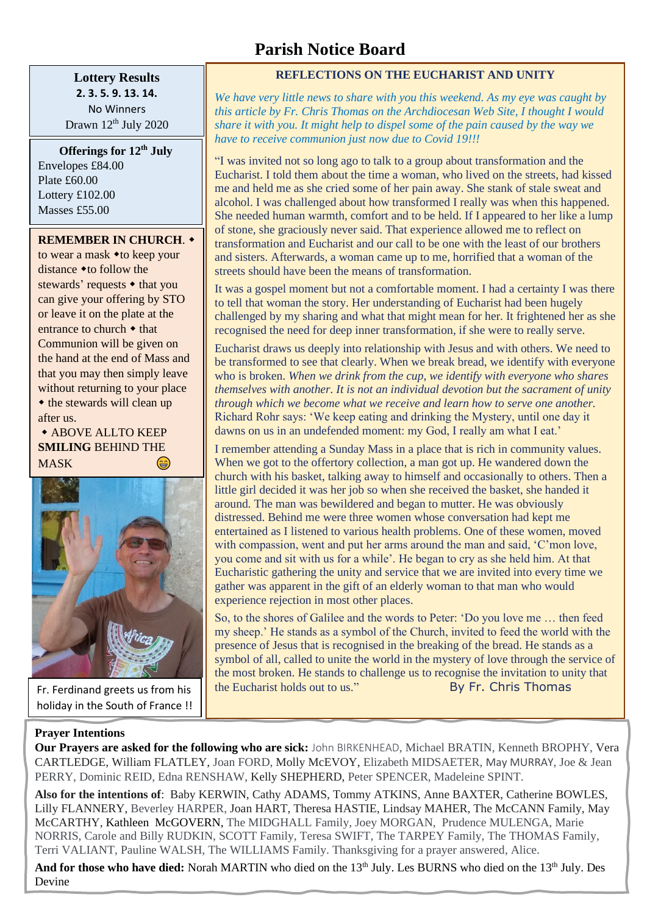# Parish Notice Board

**Lottery Results**
**2. 3. 5. 9. 13. 14.**
No Winners
Drawn 12th July 2020

**Offerings for 12th July**
Envelopes £84.00
Plate £60.00
Lottery £102.00
Masses £55.00

**REMEMBER IN CHURCH**. ◆ to wear a mask ◆to keep your distance ◆to follow the stewards' requests ◆ that you can give your offering by STO or leave it on the plate at the entrance to church ◆ that Communion will be given on the hand at the end of Mass and that you may then simply leave without returning to your place ◆ the stewards will clean up after us.

◆ ABOVE ALLTO KEEP **SMILING** BEHIND THE MASK 😁

Fr. Ferdinand greets us from his holiday in the South of France !!

## REFLECTIONS ON THE EUCHARIST AND UNITY

*We have very little news to share with you this weekend. As my eye was caught by this article by Fr. Chris Thomas on the Archdiocesan Web Site, I thought I would share it with you. It might help to dispel some of the pain caused by the way we have to receive communion just now due to Covid 19!!!*

"I was invited not so long ago to talk to a group about transformation and the Eucharist. I told them about the time a woman, who lived on the streets, had kissed me and held me as she cried some of her pain away. She stank of stale sweat and alcohol. I was challenged about how transformed I really was when this happened. She needed human warmth, comfort and to be held. If I appeared to her like a lump of stone, she graciously never said. That experience allowed me to reflect on transformation and Eucharist and our call to be one with the least of our brothers and sisters. Afterwards, a woman came up to me, horrified that a woman of the streets should have been the means of transformation.

It was a gospel moment but not a comfortable moment. I had a certainty I was there to tell that woman the story. Her understanding of Eucharist had been hugely challenged by my sharing and what that might mean for her. It frightened her as she recognised the need for deep inner transformation, if she were to really serve.

Eucharist draws us deeply into relationship with Jesus and with others. We need to be transformed to see that clearly. When we break bread, we identify with everyone who is broken. *When we drink from the cup, we identify with everyone who shares themselves with another. It is not an individual devotion but the sacrament of unity through which we become what we receive and learn how to serve one another.* Richard Rohr says: 'We keep eating and drinking the Mystery, until one day it dawns on us in an undefended moment: my God, I really am what I eat.'

I remember attending a Sunday Mass in a place that is rich in community values. When we got to the offertory collection, a man got up. He wandered down the church with his basket, talking away to himself and occasionally to others. Then a little girl decided it was her job so when she received the basket, she handed it around. The man was bewildered and began to mutter. He was obviously distressed. Behind me were three women whose conversation had kept me entertained as I listened to various health problems. One of these women, moved with compassion, went and put her arms around the man and said, 'C'mon love, you come and sit with us for a while'. He began to cry as she held him. At that Eucharistic gathering the unity and service that we are invited into every time we gather was apparent in the gift of an elderly woman to that man who would experience rejection in most other places.

So, to the shores of Galilee and the words to Peter: 'Do you love me … then feed my sheep.' He stands as a symbol of the Church, invited to feed the world with the presence of Jesus that is recognised in the breaking of the bread. He stands as a symbol of all, called to unite the world in the mystery of love through the service of the most broken. He stands to challenge us to recognise the invitation to unity that the Eucharist holds out to us." By Fr. Chris Thomas

**Prayer Intentions**

**Our Prayers are asked for the following who are sick:** John BIRKENHEAD, Michael BRATIN, Kenneth BROPHY, Vera CARTLEDGE, William FLATLEY, Joan FORD, Molly McEVOY, Elizabeth MIDSAETER, May MURRAY, Joe & Jean PERRY, Dominic REID, Edna RENSHAW, Kelly SHEPHERD, Peter SPENCER, Madeleine SPINT.

**Also for the intentions of**: Baby KERWIN, Cathy ADAMS, Tommy ATKINS, Anne BAXTER, Catherine BOWLES, Lilly FLANNERY, Beverley HARPER, Joan HART, Theresa HASTIE, Lindsay MAHER, The McCANN Family, May McCARTHY, Kathleen McGOVERN, The MIDGHALL Family, Joey MORGAN, Prudence MULENGA, Marie NORRIS, Carole and Billy RUDKIN, SCOTT Family, Teresa SWIFT, The TARPEY Family, The THOMAS Family, Terri VALIANT, Pauline WALSH, The WILLIAMS Family. Thanksgiving for a prayer answered, Alice.

**And for those who have died:** Norah MARTIN who died on the 13th July. Les BURNS who died on the 13th July. Des Devine